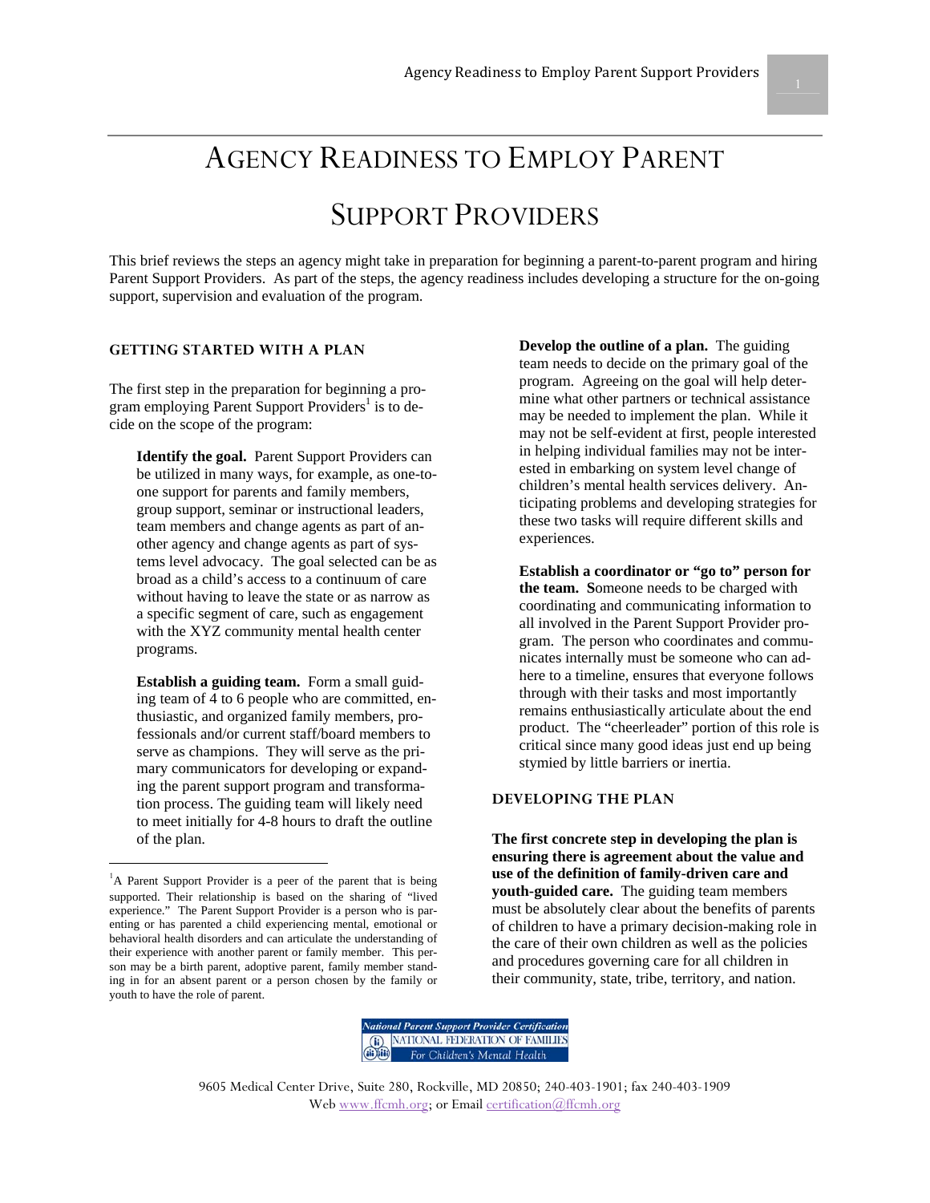# AGENCY READINESS TO EMPLOY PARENT SUPPORT PROVIDERS

This brief reviews the steps an agency might take in preparation for beginning a parent-to-parent program and hiring Parent Support Providers. As part of the steps, the agency readiness includes developing a structure for the on-going support, supervision and evaluation of the program.

## GETTING STARTED WITH A PLAN

The first step in the preparation for beginning a program employing Parent Support Providers[1] is to decide on the scope of the program:

**Identify the goal.** Parent Support Providers can be utilized in many ways, for example, as one-to-one support for parents and family members, group support, seminar or instructional leaders, team members and change agents as part of another agency and change agents as part of systems level advocacy. The goal selected can be as broad as a child's access to a continuum of care without having to leave the state or as narrow as a specific segment of care, such as engagement with the XYZ community mental health center programs.

**Establish a guiding team.** Form a small guiding team of 4 to 6 people who are committed, enthusiastic, and organized family members, professionals and/or current staff/board members to serve as champions. They will serve as the primary communicators for developing or expanding the parent support program and transformation process. The guiding team will likely need to meet initially for 4-8 hours to draft the outline of the plan.

**Develop the outline of a plan.** The guiding team needs to decide on the primary goal of the program. Agreeing on the goal will help determine what other partners or technical assistance may be needed to implement the plan. While it may not be self-evident at first, people interested in helping individual families may not be interested in embarking on system level change of children's mental health services delivery. Anticipating problems and developing strategies for these two tasks will require different skills and experiences.

**Establish a coordinator or "go to" person for the team. S**omeone needs to be charged with coordinating and communicating information to all involved in the Parent Support Provider program. The person who coordinates and communicates internally must be someone who can adhere to a timeline, ensures that everyone follows through with their tasks and most importantly remains enthusiastically articulate about the end product. The "cheerleader" portion of this role is critical since many good ideas just end up being stymied by little barriers or inertia.

## DEVELOPING THE PLAN

**The first concrete step in developing the plan is ensuring there is agreement about the value and use of the definition of family-driven care and youth-guided care.** The guiding team members must be absolutely clear about the benefits of parents of children to have a primary decision-making role in the care of their own children as well as the policies and procedures governing care for all children in their community, state, tribe, territory, and nation.

[1]A Parent Support Provider is a peer of the parent that is being supported. Their relationship is based on the sharing of "lived experience." The Parent Support Provider is a person who is parenting or has parented a child experiencing mental, emotional or behavioral health disorders and can articulate the understanding of their experience with another parent or family member. This person may be a birth parent, adoptive parent, family member standing in for an absent parent or a person chosen by the family or youth to have the role of parent.

National Parent Support Provider Certification
NATIONAL FEDERATION OF FAMILIES
For Children's Mental Health

9605 Medical Center Drive, Suite 280, Rockville, MD 20850; 240-403-1901; fax 240-403-1909
Web www.ffcmh.org; or Email certification@ffcmh.org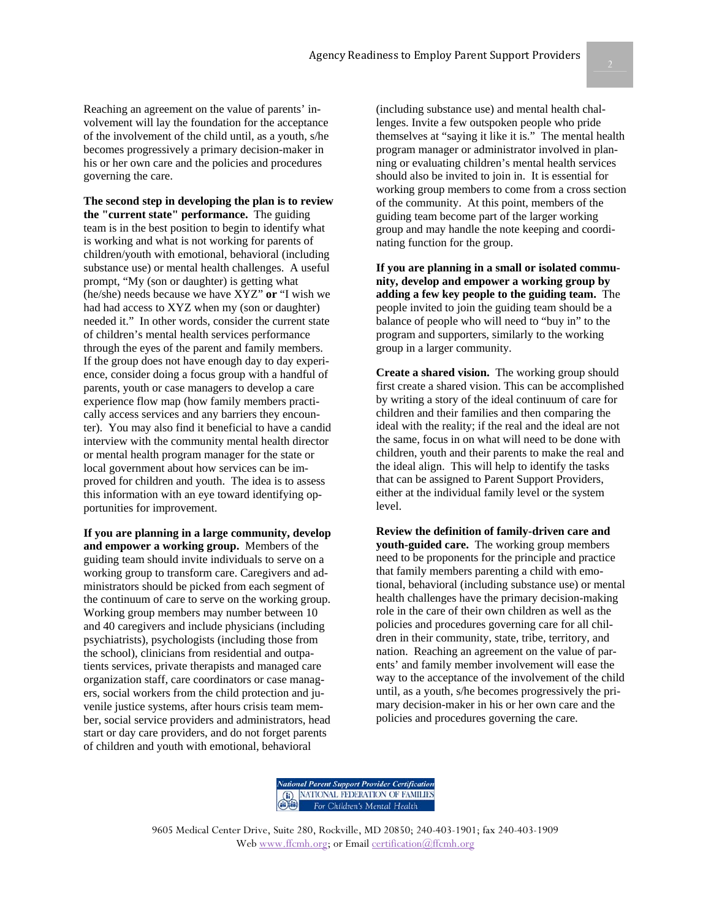Reaching an agreement on the value of parents' involvement will lay the foundation for the acceptance of the involvement of the child until, as a youth, s/he becomes progressively a primary decision-maker in his or her own care and the policies and procedures governing the care.

**The second step in developing the plan is to review the "current state" performance.** The guiding team is in the best position to begin to identify what is working and what is not working for parents of children/youth with emotional, behavioral (including substance use) or mental health challenges. A useful prompt, "My (son or daughter) is getting what (he/she) needs because we have XYZ" **or** "I wish we had had access to XYZ when my (son or daughter) needed it." In other words, consider the current state of children's mental health services performance through the eyes of the parent and family members. If the group does not have enough day to day experience, consider doing a focus group with a handful of parents, youth or case managers to develop a care experience flow map (how family members practically access services and any barriers they encounter). You may also find it beneficial to have a candid interview with the community mental health director or mental health program manager for the state or local government about how services can be improved for children and youth. The idea is to assess this information with an eye toward identifying opportunities for improvement.

**If you are planning in a large community, develop and empower a working group.** Members of the guiding team should invite individuals to serve on a working group to transform care. Caregivers and administrators should be picked from each segment of the continuum of care to serve on the working group. Working group members may number between 10 and 40 caregivers and include physicians (including psychiatrists), psychologists (including those from the school), clinicians from residential and outpatients services, private therapists and managed care organization staff, care coordinators or case managers, social workers from the child protection and juvenile justice systems, after hours crisis team member, social service providers and administrators, head start or day care providers, and do not forget parents of children and youth with emotional, behavioral (including substance use) and mental health challenges. Invite a few outspoken people who pride themselves at "saying it like it is." The mental health program manager or administrator involved in planning or evaluating children's mental health services should also be invited to join in. It is essential for working group members to come from a cross section of the community. At this point, members of the guiding team become part of the larger working group and may handle the note keeping and coordinating function for the group.

**If you are planning in a small or isolated community, develop and empower a working group by adding a few key people to the guiding team.** The people invited to join the guiding team should be a balance of people who will need to "buy in" to the program and supporters, similarly to the working group in a larger community.

**Create a shared vision.** The working group should first create a shared vision. This can be accomplished by writing a story of the ideal continuum of care for children and their families and then comparing the ideal with the reality; if the real and the ideal are not the same, focus in on what will need to be done with children, youth and their parents to make the real and the ideal align. This will help to identify the tasks that can be assigned to Parent Support Providers, either at the individual family level or the system level.

**Review the definition of family-driven care and youth-guided care.** The working group members need to be proponents for the principle and practice that family members parenting a child with emotional, behavioral (including substance use) or mental health challenges have the primary decision-making role in the care of their own children as well as the policies and procedures governing care for all children in their community, state, tribe, territory, and nation. Reaching an agreement on the value of parents' and family member involvement will ease the way to the acceptance of the involvement of the child until, as a youth, s/he becomes progressively the primary decision-maker in his or her own care and the policies and procedures governing the care.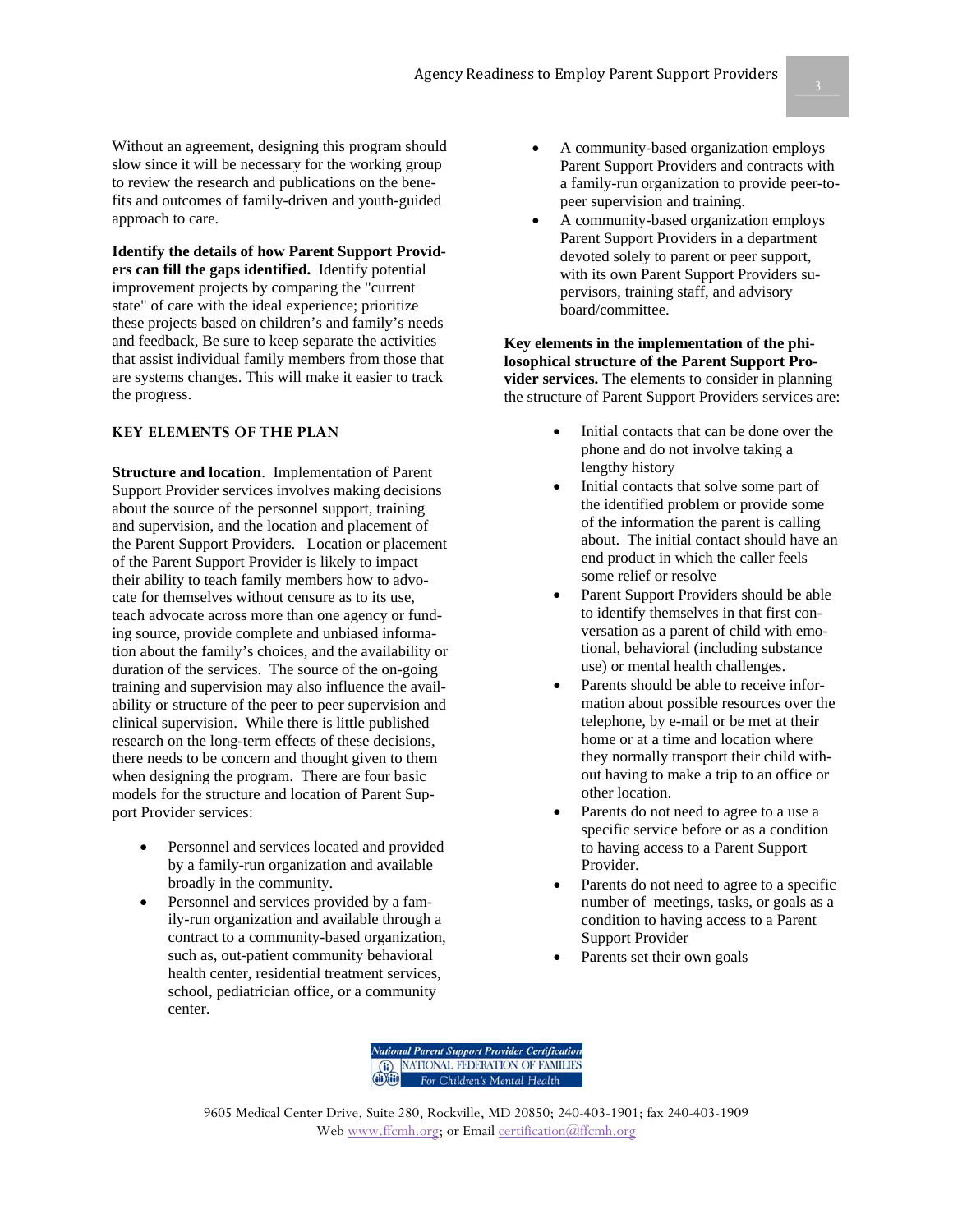Without an agreement, designing this program should slow since it will be necessary for the working group to review the research and publications on the benefits and outcomes of family-driven and youth-guided approach to care.

**Identify the details of how Parent Support Providers can fill the gaps identified.** Identify potential improvement projects by comparing the "current state" of care with the ideal experience; prioritize these projects based on children's and family's needs and feedback, Be sure to keep separate the activities that assist individual family members from those that are systems changes. This will make it easier to track the progress.

## KEY ELEMENTS OF THE PLAN

**Structure and location**. Implementation of Parent Support Provider services involves making decisions about the source of the personnel support, training and supervision, and the location and placement of the Parent Support Providers. Location or placement of the Parent Support Provider is likely to impact their ability to teach family members how to advocate for themselves without censure as to its use, teach advocate across more than one agency or funding source, provide complete and unbiased information about the family's choices, and the availability or duration of the services. The source of the on-going training and supervision may also influence the availability or structure of the peer to peer supervision and clinical supervision. While there is little published research on the long-term effects of these decisions, there needs to be concern and thought given to them when designing the program. There are four basic models for the structure and location of Parent Support Provider services:

- Personnel and services located and provided by a family-run organization and available broadly in the community.
- Personnel and services provided by a family-run organization and available through a contract to a community-based organization, such as, out-patient community behavioral health center, residential treatment services, school, pediatrician office, or a community center.
- A community-based organization employs Parent Support Providers and contracts with a family-run organization to provide peer-to-peer supervision and training.
- A community-based organization employs Parent Support Providers in a department devoted solely to parent or peer support, with its own Parent Support Providers supervisors, training staff, and advisory board/committee.

**Key elements in the implementation of the philosophical structure of the Parent Support Provider services.** The elements to consider in planning the structure of Parent Support Providers services are:

- Initial contacts that can be done over the phone and do not involve taking a lengthy history
- Initial contacts that solve some part of the identified problem or provide some of the information the parent is calling about. The initial contact should have an end product in which the caller feels some relief or resolve
- Parent Support Providers should be able to identify themselves in that first conversation as a parent of child with emotional, behavioral (including substance use) or mental health challenges.
- Parents should be able to receive information about possible resources over the telephone, by e-mail or be met at their home or at a time and location where they normally transport their child without having to make a trip to an office or other location.
- Parents do not need to agree to a use a specific service before or as a condition to having access to a Parent Support Provider.
- Parents do not need to agree to a specific number of meetings, tasks, or goals as a condition to having access to a Parent Support Provider
- Parents set their own goals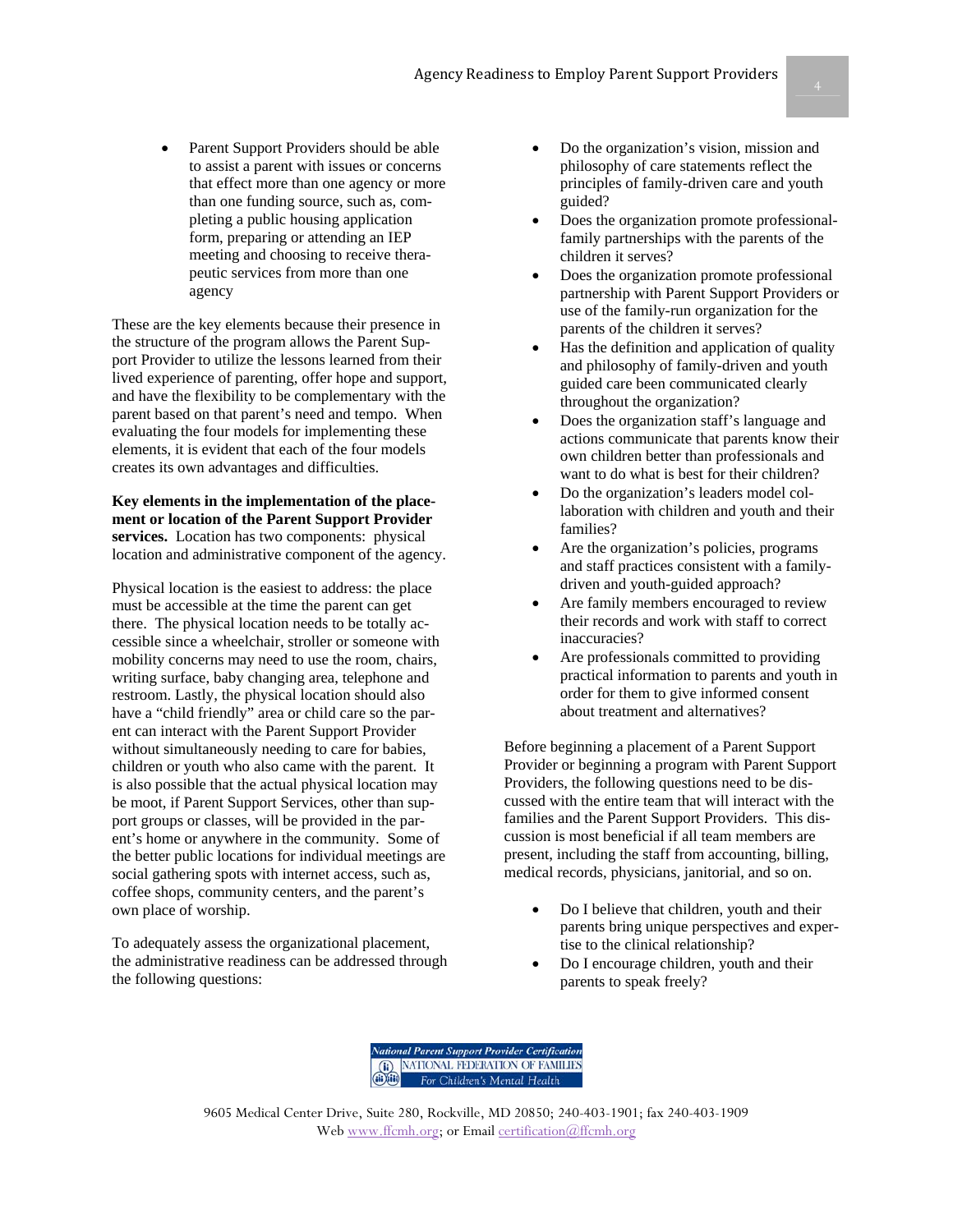- Parent Support Providers should be able to assist a parent with issues or concerns that effect more than one agency or more than one funding source, such as, completing a public housing application form, preparing or attending an IEP meeting and choosing to receive therapeutic services from more than one agency

These are the key elements because their presence in the structure of the program allows the Parent Support Provider to utilize the lessons learned from their lived experience of parenting, offer hope and support, and have the flexibility to be complementary with the parent based on that parent's need and tempo. When evaluating the four models for implementing these elements, it is evident that each of the four models creates its own advantages and difficulties.

**Key elements in the implementation of the placement or location of the Parent Support Provider services.** Location has two components: physical location and administrative component of the agency.

Physical location is the easiest to address: the place must be accessible at the time the parent can get there. The physical location needs to be totally accessible since a wheelchair, stroller or someone with mobility concerns may need to use the room, chairs, writing surface, baby changing area, telephone and restroom. Lastly, the physical location should also have a "child friendly" area or child care so the parent can interact with the Parent Support Provider without simultaneously needing to care for babies, children or youth who also came with the parent. It is also possible that the actual physical location may be moot, if Parent Support Services, other than support groups or classes, will be provided in the parent's home or anywhere in the community. Some of the better public locations for individual meetings are social gathering spots with internet access, such as, coffee shops, community centers, and the parent's own place of worship.

To adequately assess the organizational placement, the administrative readiness can be addressed through the following questions:

- Do the organization's vision, mission and philosophy of care statements reflect the principles of family-driven care and youth guided?
- Does the organization promote professional-family partnerships with the parents of the children it serves?
- Does the organization promote professional partnership with Parent Support Providers or use of the family-run organization for the parents of the children it serves?
- Has the definition and application of quality and philosophy of family-driven and youth guided care been communicated clearly throughout the organization?
- Does the organization staff's language and actions communicate that parents know their own children better than professionals and want to do what is best for their children?
- Do the organization's leaders model collaboration with children and youth and their families?
- Are the organization's policies, programs and staff practices consistent with a family-driven and youth-guided approach?
- Are family members encouraged to review their records and work with staff to correct inaccuracies?
- Are professionals committed to providing practical information to parents and youth in order for them to give informed consent about treatment and alternatives?

Before beginning a placement of a Parent Support Provider or beginning a program with Parent Support Providers, the following questions need to be discussed with the entire team that will interact with the families and the Parent Support Providers. This discussion is most beneficial if all team members are present, including the staff from accounting, billing, medical records, physicians, janitorial, and so on.

- Do I believe that children, youth and their parents bring unique perspectives and expertise to the clinical relationship?
- Do I encourage children, youth and their parents to speak freely?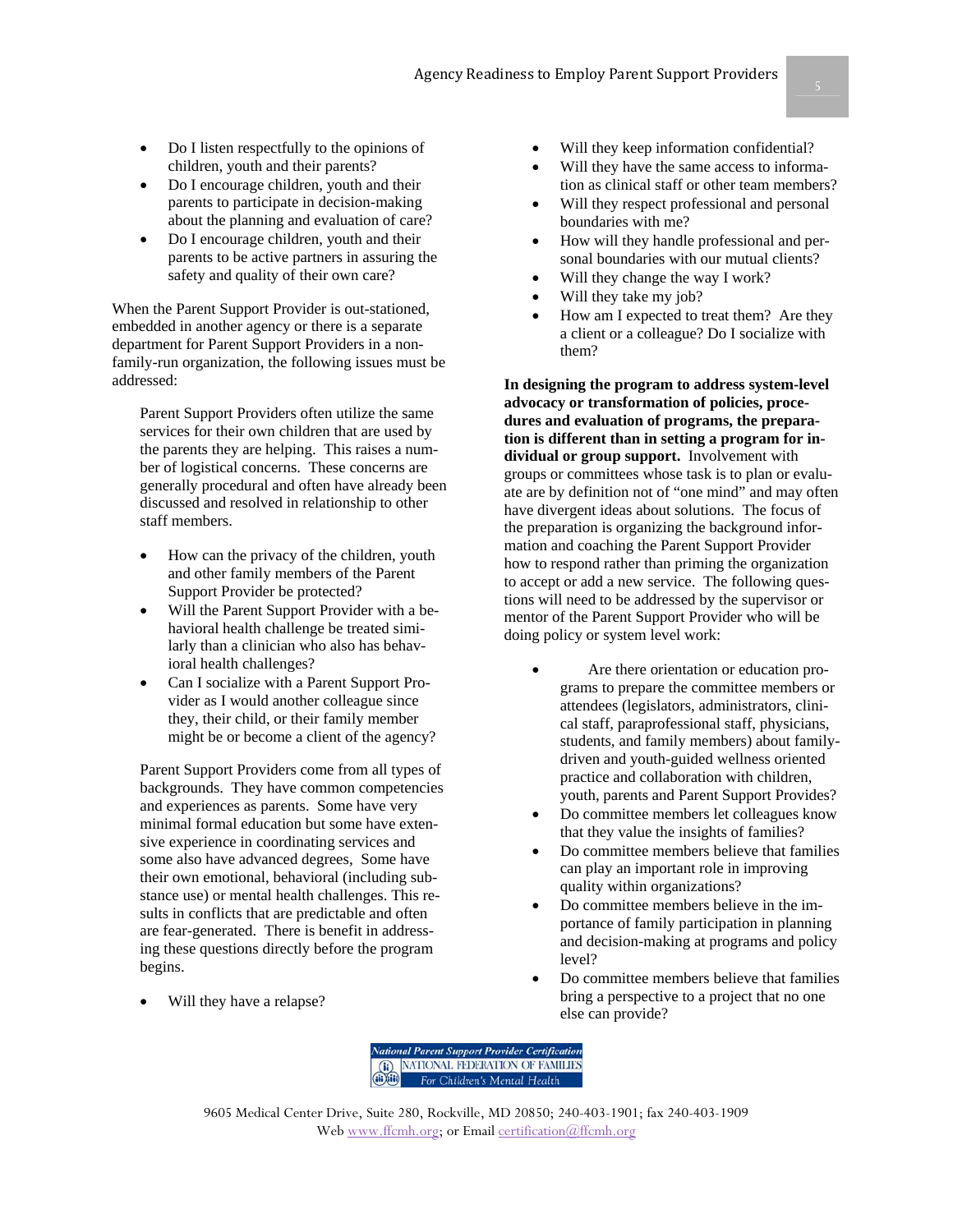- Do I listen respectfully to the opinions of children, youth and their parents?
- Do I encourage children, youth and their parents to participate in decision-making about the planning and evaluation of care?
- Do I encourage children, youth and their parents to be active partners in assuring the safety and quality of their own care?

When the Parent Support Provider is out-stationed, embedded in another agency or there is a separate department for Parent Support Providers in a non-family-run organization, the following issues must be addressed:

> Parent Support Providers often utilize the same services for their own children that are used by the parents they are helping. This raises a number of logistical concerns. These concerns are generally procedural and often have already been discussed and resolved in relationship to other staff members.

- How can the privacy of the children, youth and other family members of the Parent Support Provider be protected?
- Will the Parent Support Provider with a behavioral health challenge be treated similarly than a clinician who also has behavioral health challenges?
- Can I socialize with a Parent Support Provider as I would another colleague since they, their child, or their family member might be or become a client of the agency?

> Parent Support Providers come from all types of backgrounds. They have common competencies and experiences as parents. Some have very minimal formal education but some have extensive experience in coordinating services and some also have advanced degrees, Some have their own emotional, behavioral (including substance use) or mental health challenges. This results in conflicts that are predictable and often are fear-generated. There is benefit in addressing these questions directly before the program begins.

- Will they have a relapse?
- Will they keep information confidential?
- Will they have the same access to information as clinical staff or other team members?
- Will they respect professional and personal boundaries with me?
- How will they handle professional and personal boundaries with our mutual clients?
- Will they change the way I work?
- Will they take my job?
- How am I expected to treat them? Are they a client or a colleague? Do I socialize with them?

**In designing the program to address system-level advocacy or transformation of policies, procedures and evaluation of programs, the preparation is different than in setting a program for individual or group support.** Involvement with groups or committees whose task is to plan or evaluate are by definition not of "one mind" and may often have divergent ideas about solutions. The focus of the preparation is organizing the background information and coaching the Parent Support Provider how to respond rather than priming the organization to accept or add a new service. The following questions will need to be addressed by the supervisor or mentor of the Parent Support Provider who will be doing policy or system level work:

- Are there orientation or education programs to prepare the committee members or attendees (legislators, administrators, clinical staff, paraprofessional staff, physicians, students, and family members) about family-driven and youth-guided wellness oriented practice and collaboration with children, youth, parents and Parent Support Provides?
- Do committee members let colleagues know that they value the insights of families?
- Do committee members believe that families can play an important role in improving quality within organizations?
- Do committee members believe in the importance of family participation in planning and decision-making at programs and policy level?
- Do committee members believe that families bring a perspective to a project that no one else can provide?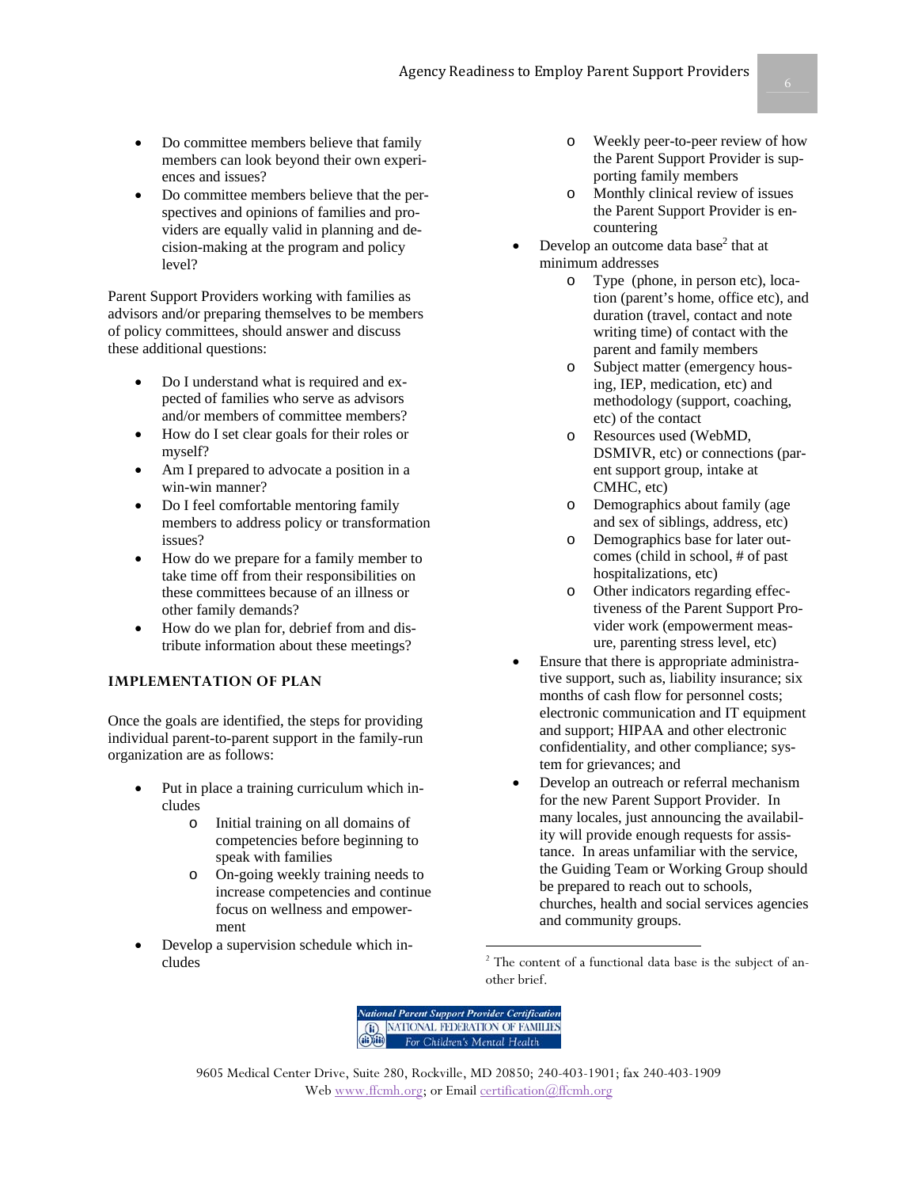- Do committee members believe that family members can look beyond their own experiences and issues?
- Do committee members believe that the perspectives and opinions of families and providers are equally valid in planning and decision-making at the program and policy level?

Parent Support Providers working with families as advisors and/or preparing themselves to be members of policy committees, should answer and discuss these additional questions:

- Do I understand what is required and expected of families who serve as advisors and/or members of committee members?
- How do I set clear goals for their roles or myself?
- Am I prepared to advocate a position in a win-win manner?
- Do I feel comfortable mentoring family members to address policy or transformation issues?
- How do we prepare for a family member to take time off from their responsibilities on these committees because of an illness or other family demands?
- How do we plan for, debrief from and distribute information about these meetings?

## IMPLEMENTATION OF PLAN

Once the goals are identified, the steps for providing individual parent-to-parent support in the family-run organization are as follows:

- Put in place a training curriculum which includes
  - Initial training on all domains of competencies before beginning to speak with families
  - On-going weekly training needs to increase competencies and continue focus on wellness and empowerment
- Develop a supervision schedule which includes
  - Weekly peer-to-peer review of how the Parent Support Provider is supporting family members
  - Monthly clinical review of issues the Parent Support Provider is encountering
- Develop an outcome data base[2] that at minimum addresses
  - Type (phone, in person etc), location (parent's home, office etc), and duration (travel, contact and note writing time) of contact with the parent and family members
  - Subject matter (emergency housing, IEP, medication, etc) and methodology (support, coaching, etc) of the contact
  - Resources used (WebMD, DSMIVR, etc) or connections (parent support group, intake at CMHC, etc)
  - Demographics about family (age and sex of siblings, address, etc)
  - Demographics base for later outcomes (child in school, # of past hospitalizations, etc)
  - Other indicators regarding effectiveness of the Parent Support Provider work (empowerment measure, parenting stress level, etc)
- Ensure that there is appropriate administrative support, such as, liability insurance; six months of cash flow for personnel costs; electronic communication and IT equipment and support; HIPAA and other electronic confidentiality, and other compliance; system for grievances; and
- Develop an outreach or referral mechanism for the new Parent Support Provider. In many locales, just announcing the availability will provide enough requests for assistance. In areas unfamiliar with the service, the Guiding Team or Working Group should be prepared to reach out to schools, churches, health and social services agencies and community groups.

[2] The content of a functional data base is the subject of another brief.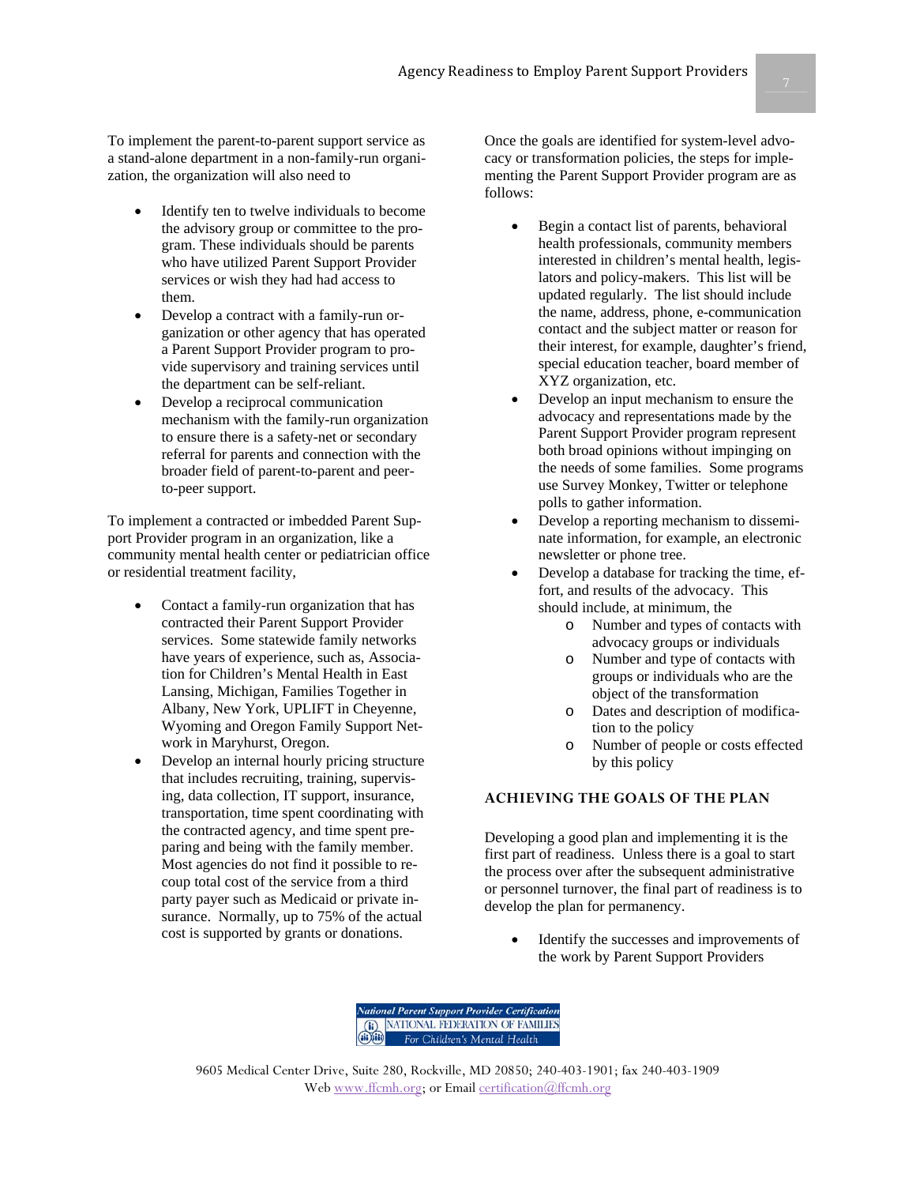To implement the parent-to-parent support service as a stand-alone department in a non-family-run organization, the organization will also need to

- Identify ten to twelve individuals to become the advisory group or committee to the program. These individuals should be parents who have utilized Parent Support Provider services or wish they had had access to them.
- Develop a contract with a family-run organization or other agency that has operated a Parent Support Provider program to provide supervisory and training services until the department can be self-reliant.
- Develop a reciprocal communication mechanism with the family-run organization to ensure there is a safety-net or secondary referral for parents and connection with the broader field of parent-to-parent and peer-to-peer support.

To implement a contracted or imbedded Parent Support Provider program in an organization, like a community mental health center or pediatrician office or residential treatment facility,

- Contact a family-run organization that has contracted their Parent Support Provider services. Some statewide family networks have years of experience, such as, Association for Children's Mental Health in East Lansing, Michigan, Families Together in Albany, New York, UPLIFT in Cheyenne, Wyoming and Oregon Family Support Network in Maryhurst, Oregon.
- Develop an internal hourly pricing structure that includes recruiting, training, supervising, data collection, IT support, insurance, transportation, time spent coordinating with the contracted agency, and time spent preparing and being with the family member. Most agencies do not find it possible to recoup total cost of the service from a third party payer such as Medicaid or private insurance. Normally, up to 75% of the actual cost is supported by grants or donations.

Once the goals are identified for system-level advocacy or transformation policies, the steps for implementing the Parent Support Provider program are as follows:

- Begin a contact list of parents, behavioral health professionals, community members interested in children's mental health, legislators and policy-makers. This list will be updated regularly. The list should include the name, address, phone, e-communication contact and the subject matter or reason for their interest, for example, daughter's friend, special education teacher, board member of XYZ organization, etc.
- Develop an input mechanism to ensure the advocacy and representations made by the Parent Support Provider program represent both broad opinions without impinging on the needs of some families. Some programs use Survey Monkey, Twitter or telephone polls to gather information.
- Develop a reporting mechanism to disseminate information, for example, an electronic newsletter or phone tree.
- Develop a database for tracking the time, effort, and results of the advocacy. This should include, at minimum, the
  - Number and types of contacts with advocacy groups or individuals
  - Number and type of contacts with groups or individuals who are the object of the transformation
  - Dates and description of modification to the policy
  - Number of people or costs effected by this policy

## ACHIEVING THE GOALS OF THE PLAN

Developing a good plan and implementing it is the first part of readiness. Unless there is a goal to start the process over after the subsequent administrative or personnel turnover, the final part of readiness is to develop the plan for permanency.

- Identify the successes and improvements of the work by Parent Support Providers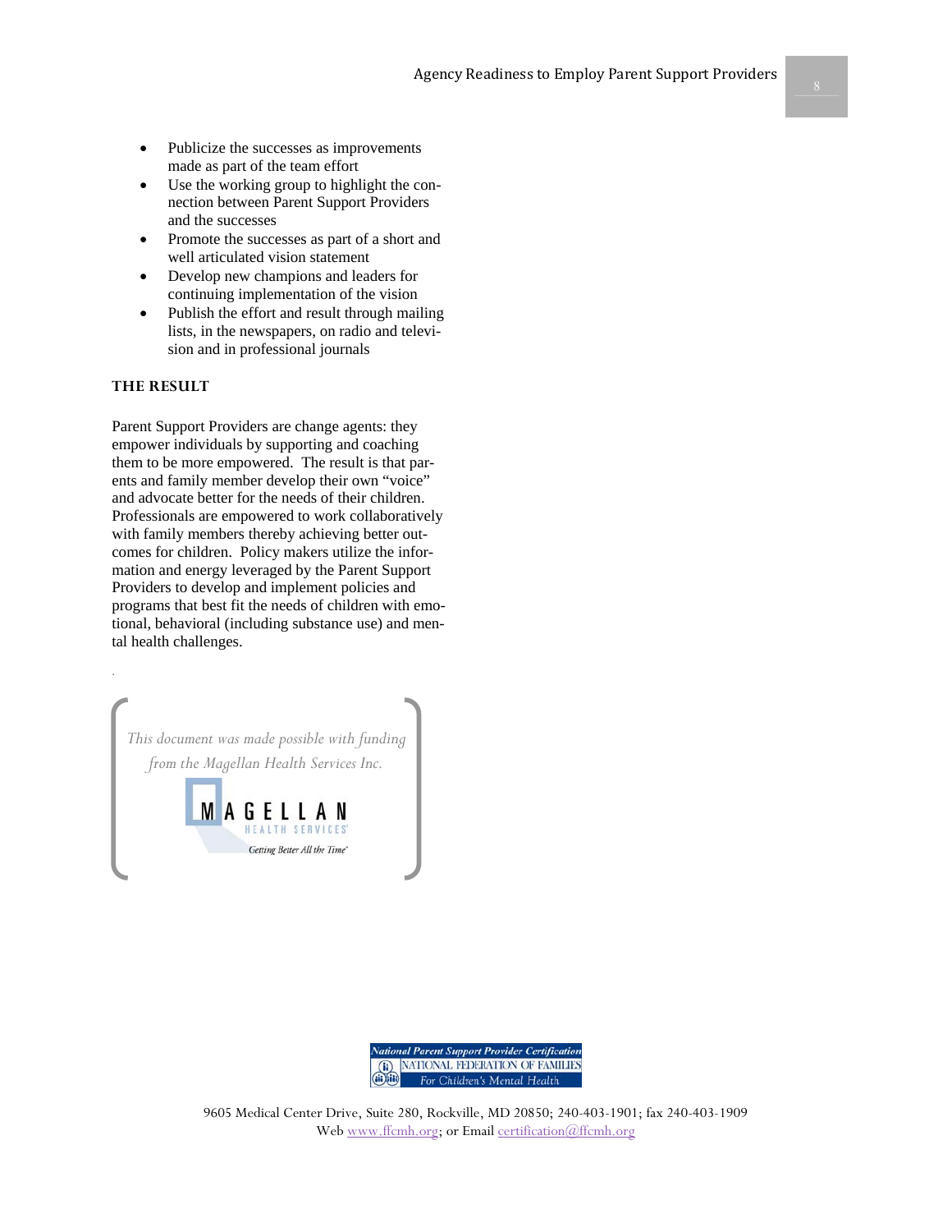- Publicize the successes as improvements made as part of the team effort
- Use the working group to highlight the connection between Parent Support Providers and the successes
- Promote the successes as part of a short and well articulated vision statement
- Develop new champions and leaders for continuing implementation of the vision
- Publish the effort and result through mailing lists, in the newspapers, on radio and television and in professional journals

## THE RESULT

Parent Support Providers are change agents: they empower individuals by supporting and coaching them to be more empowered. The result is that parents and family member develop their own "voice" and advocate better for the needs of their children. Professionals are empowered to work collaboratively with family members thereby achieving better outcomes for children. Policy makers utilize the information and energy leveraged by the Parent Support Providers to develop and implement policies and programs that best fit the needs of children with emotional, behavioral (including substance use) and mental health challenges.

*This document was made possible with funding from the Magellan Health Services Inc.*

MAGELLAN HEALTH SERVICES

Getting Better All the Time

National Parent Support Provider Certification
NATIONAL FEDERATION OF FAMILIES
For Children's Mental Health

9605 Medical Center Drive, Suite 280, Rockville, MD 20850; 240-403-1901; fax 240-403-1909
Web www.ffcmh.org; or Email certification@ffcmh.org